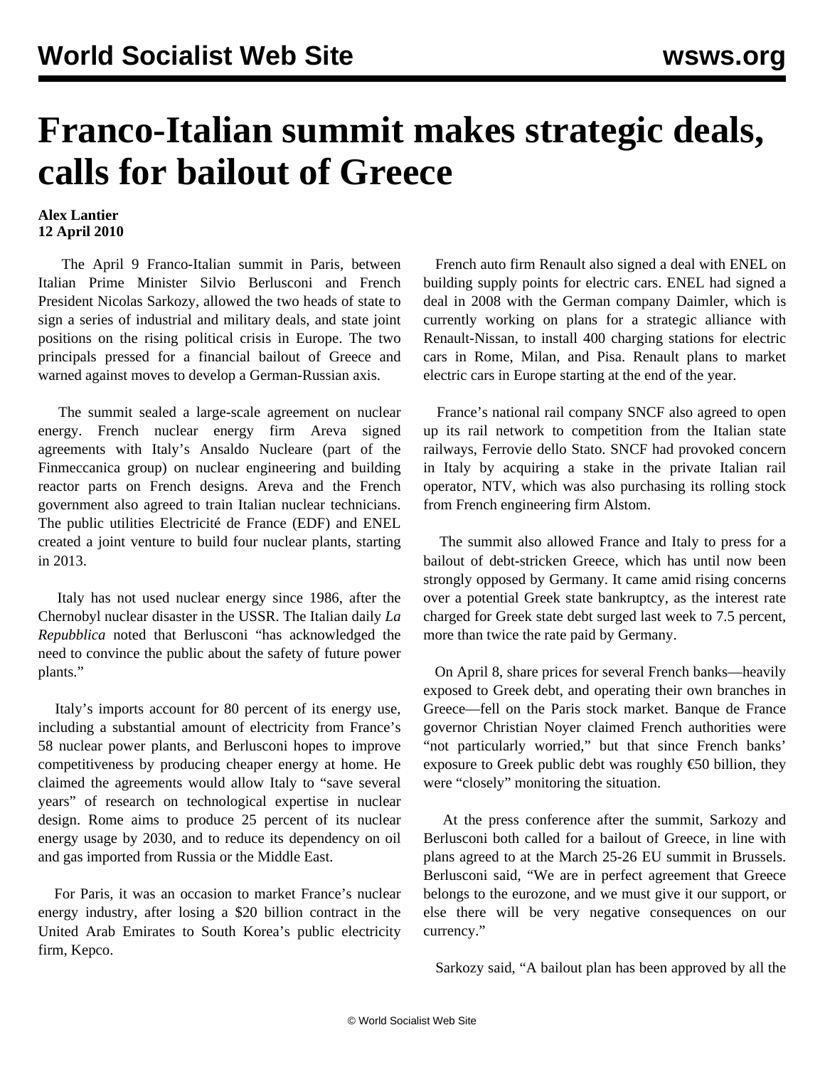# Franco-Italian summit makes strategic deals, calls for bailout of Greece

**Alex Lantier**
**12 April 2010**

The April 9 Franco-Italian summit in Paris, between Italian Prime Minister Silvio Berlusconi and French President Nicolas Sarkozy, allowed the two heads of state to sign a series of industrial and military deals, and state joint positions on the rising political crisis in Europe. The two principals pressed for a financial bailout of Greece and warned against moves to develop a German-Russian axis.

The summit sealed a large-scale agreement on nuclear energy. French nuclear energy firm Areva signed agreements with Italy's Ansaldo Nucleare (part of the Finmeccanica group) on nuclear engineering and building reactor parts on French designs. Areva and the French government also agreed to train Italian nuclear technicians. The public utilities Electricité de France (EDF) and ENEL created a joint venture to build four nuclear plants, starting in 2013.

Italy has not used nuclear energy since 1986, after the Chernobyl nuclear disaster in the USSR. The Italian daily *La Repubblica* noted that Berlusconi "has acknowledged the need to convince the public about the safety of future power plants."

Italy's imports account for 80 percent of its energy use, including a substantial amount of electricity from France's 58 nuclear power plants, and Berlusconi hopes to improve competitiveness by producing cheaper energy at home. He claimed the agreements would allow Italy to "save several years" of research on technological expertise in nuclear design. Rome aims to produce 25 percent of its nuclear energy usage by 2030, and to reduce its dependency on oil and gas imported from Russia or the Middle East.

For Paris, it was an occasion to market France's nuclear energy industry, after losing a $20 billion contract in the United Arab Emirates to South Korea's public electricity firm, Kepco.

French auto firm Renault also signed a deal with ENEL on building supply points for electric cars. ENEL had signed a deal in 2008 with the German company Daimler, which is currently working on plans for a strategic alliance with Renault-Nissan, to install 400 charging stations for electric cars in Rome, Milan, and Pisa. Renault plans to market electric cars in Europe starting at the end of the year.

France's national rail company SNCF also agreed to open up its rail network to competition from the Italian state railways, Ferrovie dello Stato. SNCF had provoked concern in Italy by acquiring a stake in the private Italian rail operator, NTV, which was also purchasing its rolling stock from French engineering firm Alstom.

The summit also allowed France and Italy to press for a bailout of debt-stricken Greece, which has until now been strongly opposed by Germany. It came amid rising concerns over a potential Greek state bankruptcy, as the interest rate charged for Greek state debt surged last week to 7.5 percent, more than twice the rate paid by Germany.

On April 8, share prices for several French banks—heavily exposed to Greek debt, and operating their own branches in Greece—fell on the Paris stock market. Banque de France governor Christian Noyer claimed French authorities were "not particularly worried," but that since French banks' exposure to Greek public debt was roughly €50 billion, they were "closely" monitoring the situation.

At the press conference after the summit, Sarkozy and Berlusconi both called for a bailout of Greece, in line with plans agreed to at the March 25-26 EU summit in Brussels. Berlusconi said, "We are in perfect agreement that Greece belongs to the eurozone, and we must give it our support, or else there will be very negative consequences on our currency."

Sarkozy said, "A bailout plan has been approved by all the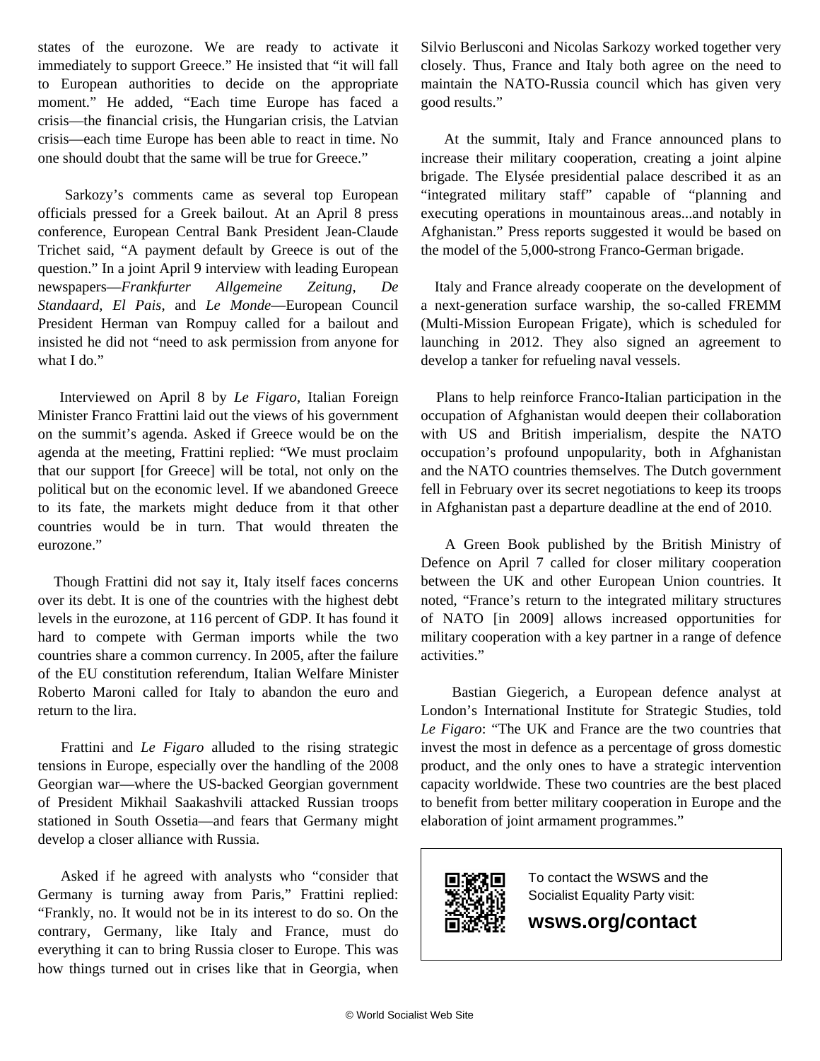states of the eurozone. We are ready to activate it immediately to support Greece." He insisted that "it will fall to European authorities to decide on the appropriate moment." He added, "Each time Europe has faced a crisis—the financial crisis, the Hungarian crisis, the Latvian crisis—each time Europe has been able to react in time. No one should doubt that the same will be true for Greece."

Sarkozy's comments came as several top European officials pressed for a Greek bailout. At an April 8 press conference, European Central Bank President Jean-Claude Trichet said, "A payment default by Greece is out of the question." In a joint April 9 interview with leading European newspapers—*Frankfurter Allgemeine Zeitung, De Standaard*, *El Pais*, and *Le Monde*—European Council President Herman van Rompuy called for a bailout and insisted he did not "need to ask permission from anyone for what I do."

Interviewed on April 8 by *Le Figaro*, Italian Foreign Minister Franco Frattini laid out the views of his government on the summit's agenda. Asked if Greece would be on the agenda at the meeting, Frattini replied: "We must proclaim that our support [for Greece] will be total, not only on the political but on the economic level. If we abandoned Greece to its fate, the markets might deduce from it that other countries would be in turn. That would threaten the eurozone."

Though Frattini did not say it, Italy itself faces concerns over its debt. It is one of the countries with the highest debt levels in the eurozone, at 116 percent of GDP. It has found it hard to compete with German imports while the two countries share a common currency. In 2005, after the failure of the EU constitution referendum, Italian Welfare Minister Roberto Maroni called for Italy to abandon the euro and return to the lira.

Frattini and *Le Figaro* alluded to the rising strategic tensions in Europe, especially over the handling of the 2008 Georgian war—where the US-backed Georgian government of President Mikhail Saakashvili attacked Russian troops stationed in South Ossetia—and fears that Germany might develop a closer alliance with Russia.

Asked if he agreed with analysts who "consider that Germany is turning away from Paris," Frattini replied: "Frankly, no. It would not be in its interest to do so. On the contrary, Germany, like Italy and France, must do everything it can to bring Russia closer to Europe. This was how things turned out in crises like that in Georgia, when Silvio Berlusconi and Nicolas Sarkozy worked together very closely. Thus, France and Italy both agree on the need to maintain the NATO-Russia council which has given very good results."

At the summit, Italy and France announced plans to increase their military cooperation, creating a joint alpine brigade. The Elysée presidential palace described it as an "integrated military staff" capable of "planning and executing operations in mountainous areas...and notably in Afghanistan." Press reports suggested it would be based on the model of the 5,000-strong Franco-German brigade.

Italy and France already cooperate on the development of a next-generation surface warship, the so-called FREMM (Multi-Mission European Frigate), which is scheduled for launching in 2012. They also signed an agreement to develop a tanker for refueling naval vessels.

Plans to help reinforce Franco-Italian participation in the occupation of Afghanistan would deepen their collaboration with US and British imperialism, despite the NATO occupation's profound unpopularity, both in Afghanistan and the NATO countries themselves. The Dutch government fell in February over its secret negotiations to keep its troops in Afghanistan past a departure deadline at the end of 2010.

A Green Book published by the British Ministry of Defence on April 7 called for closer military cooperation between the UK and other European Union countries. It noted, "France's return to the integrated military structures of NATO [in 2009] allows increased opportunities for military cooperation with a key partner in a range of defence activities."

Bastian Giegerich, a European defence analyst at London's International Institute for Strategic Studies, told *Le Figaro*: "The UK and France are the two countries that invest the most in defence as a percentage of gross domestic product, and the only ones to have a strategic intervention capacity worldwide. These two countries are the best placed to benefit from better military cooperation in Europe and the elaboration of joint armament programmes."

To contact the WSWS and the Socialist Equality Party visit:

**wsws.org/contact**